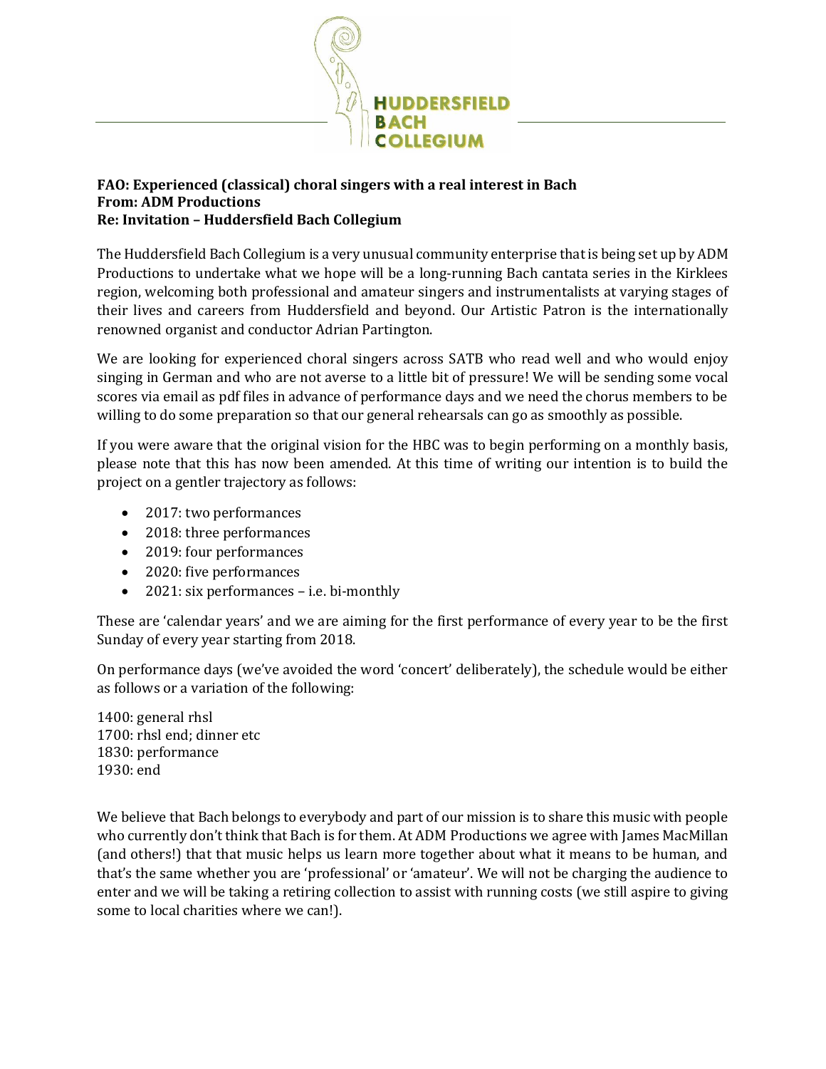HUDDERSFIELD BACH COLLEGIUM

**FAO: Experienced (classical) choral singers with a real interest in Bach**
**From: ADM Productions**
**Re: Invitation – Huddersfield Bach Collegium**

The Huddersfield Bach Collegium is a very unusual community enterprise that is being set up by ADM Productions to undertake what we hope will be a long-running Bach cantata series in the Kirklees region, welcoming both professional and amateur singers and instrumentalists at varying stages of their lives and careers from Huddersfield and beyond. Our Artistic Patron is the internationally renowned organist and conductor Adrian Partington.

We are looking for experienced choral singers across SATB who read well and who would enjoy singing in German and who are not averse to a little bit of pressure! We will be sending some vocal scores via email as pdf files in advance of performance days and we need the chorus members to be willing to do some preparation so that our general rehearsals can go as smoothly as possible.

If you were aware that the original vision for the HBC was to begin performing on a monthly basis, please note that this has now been amended. At this time of writing our intention is to build the project on a gentler trajectory as follows:

- 2017: two performances
- 2018: three performances
- 2019: four performances
- 2020: five performances
- 2021: six performances – i.e. bi-monthly

These are 'calendar years' and we are aiming for the first performance of every year to be the first Sunday of every year starting from 2018.

On performance days (we've avoided the word 'concert' deliberately), the schedule would be either as follows or a variation of the following:

1400: general rhsl
1700: rhsl end; dinner etc
1830: performance
1930: end

We believe that Bach belongs to everybody and part of our mission is to share this music with people who currently don't think that Bach is for them. At ADM Productions we agree with James MacMillan (and others!) that that music helps us learn more together about what it means to be human, and that's the same whether you are 'professional' or 'amateur'. We will not be charging the audience to enter and we will be taking a retiring collection to assist with running costs (we still aspire to giving some to local charities where we can!).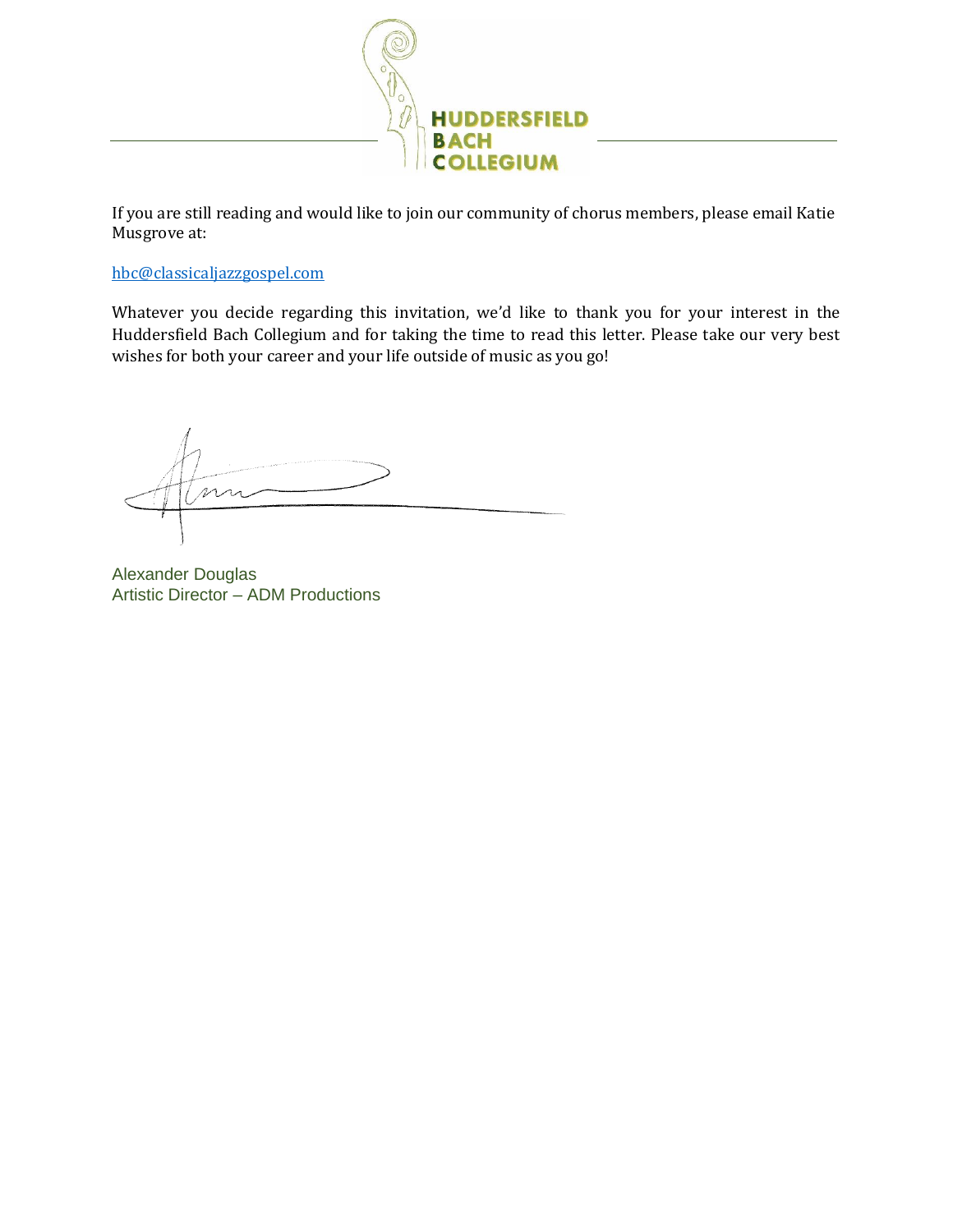If you are still reading and would like to join our community of chorus members, please email Katie Musgrove at:

hbc@classicaljazzgospel.com

Whatever you decide regarding this invitation, we'd like to thank you for your interest in the Huddersfield Bach Collegium and for taking the time to read this letter. Please take our very best wishes for both your career and your life outside of music as you go!

Alexander Douglas
Artistic Director – ADM Productions